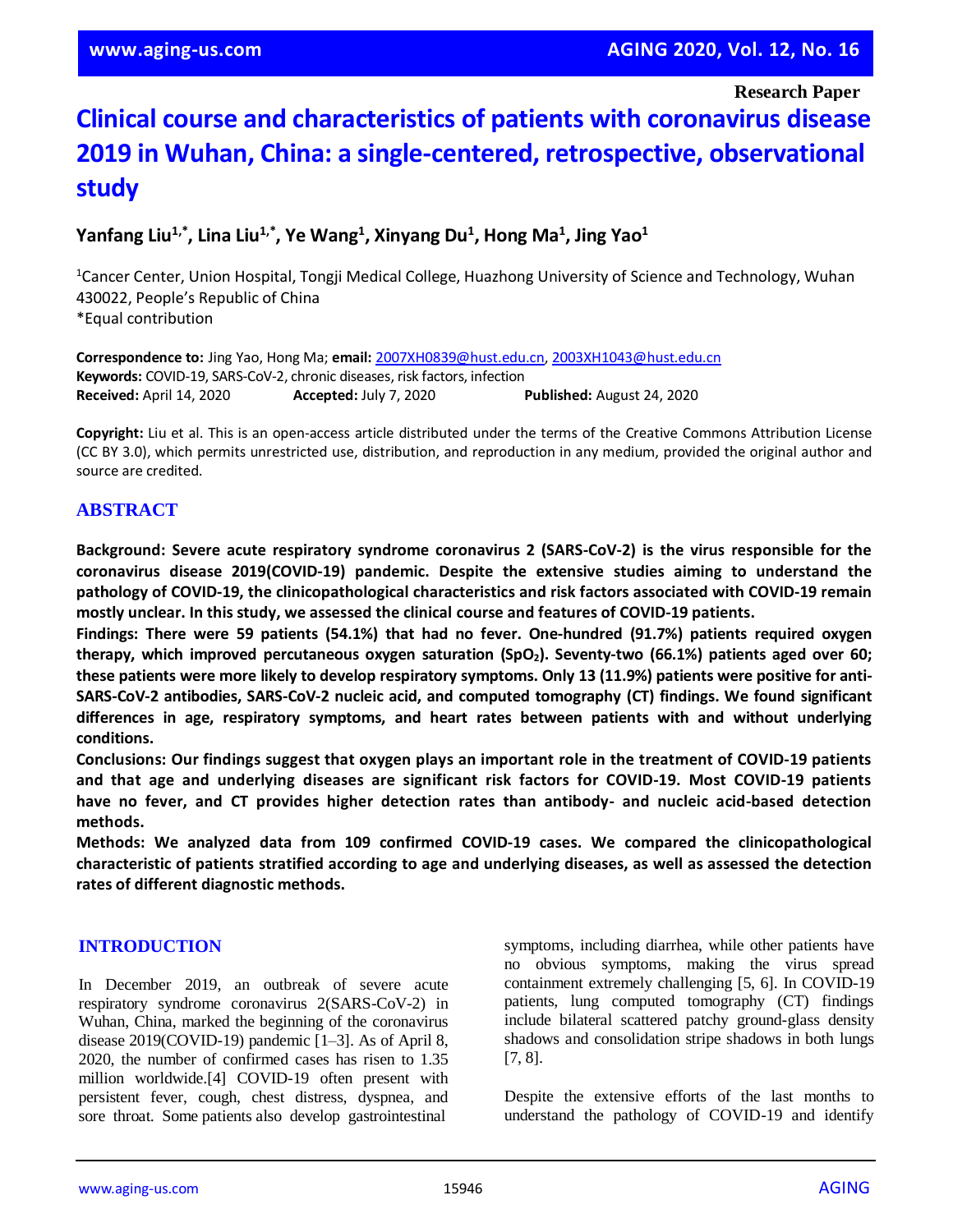Research Paper

# Clinical course and characteristics of patients with coronavirus disease 2019 in Wuhan, China: a single-centered, retrospective, observational study

**Yanfang Liu[1,*], Lina Liu[1,*], Ye Wang[1], Xinyang Du[1], Hong Ma[1], Jing Yao[1]**

[1]Cancer Center, Union Hospital, Tongji Medical College, Huazhong University of Science and Technology, Wuhan 430022, People's Republic of China
*Equal contribution

**Correspondence to:** Jing Yao, Hong Ma; **email:** 2007XH0839@hust.edu.cn, 2003XH1043@hust.edu.cn
**Keywords:** COVID-19, SARS-CoV-2, chronic diseases, risk factors, infection
**Received:** April 14, 2020 **Accepted:** July 7, 2020 **Published:** August 24, 2020

**Copyright:** Liu et al. This is an open-access article distributed under the terms of the Creative Commons Attribution License (CC BY 3.0), which permits unrestricted use, distribution, and reproduction in any medium, provided the original author and source are credited.

## ABSTRACT

**Background: Severe acute respiratory syndrome coronavirus 2 (SARS-CoV-2) is the virus responsible for the coronavirus disease 2019(COVID-19) pandemic. Despite the extensive studies aiming to understand the pathology of COVID-19, the clinicopathological characteristics and risk factors associated with COVID-19 remain mostly unclear. In this study, we assessed the clinical course and features of COVID-19 patients.**

**Findings: There were 59 patients (54.1%) that had no fever. One-hundred (91.7%) patients required oxygen therapy, which improved percutaneous oxygen saturation ($SpO_2$). Seventy-two (66.1%) patients aged over 60; these patients were more likely to develop respiratory symptoms. Only 13 (11.9%) patients were positive for anti-SARS-CoV-2 antibodies, SARS-CoV-2 nucleic acid, and computed tomography (CT) findings. We found significant differences in age, respiratory symptoms, and heart rates between patients with and without underlying conditions.**

**Conclusions: Our findings suggest that oxygen plays an important role in the treatment of COVID-19 patients and that age and underlying diseases are significant risk factors for COVID-19. Most COVID-19 patients have no fever, and CT provides higher detection rates than antibody- and nucleic acid-based detection methods.**

**Methods: We analyzed data from 109 confirmed COVID-19 cases. We compared the clinicopathological characteristic of patients stratified according to age and underlying diseases, as well as assessed the detection rates of different diagnostic methods.**

## INTRODUCTION

In December 2019, an outbreak of severe acute respiratory syndrome coronavirus 2(SARS-CoV-2) in Wuhan, China, marked the beginning of the coronavirus disease 2019(COVID-19) pandemic [1–3]. As of April 8, 2020, the number of confirmed cases has risen to 1.35 million worldwide.[4] COVID-19 often present with persistent fever, cough, chest distress, dyspnea, and sore throat. Some patients also develop gastrointestinal symptoms, including diarrhea, while other patients have no obvious symptoms, making the virus spread containment extremely challenging [5, 6]. In COVID-19 patients, lung computed tomography (CT) findings include bilateral scattered patchy ground-glass density shadows and consolidation stripe shadows in both lungs [7, 8].

Despite the extensive efforts of the last months to understand the pathology of COVID-19 and identify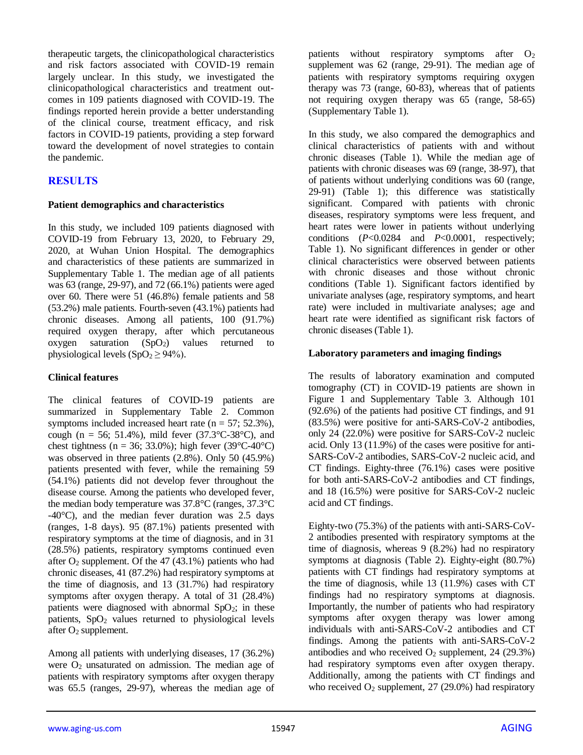therapeutic targets, the clinicopathological characteristics and risk factors associated with COVID-19 remain largely unclear. In this study, we investigated the clinicopathological characteristics and treatment outcomes in 109 patients diagnosed with COVID-19. The findings reported herein provide a better understanding of the clinical course, treatment efficacy, and risk factors in COVID-19 patients, providing a step forward toward the development of novel strategies to contain the pandemic.

## RESULTS

### Patient demographics and characteristics

In this study, we included 109 patients diagnosed with COVID-19 from February 13, 2020, to February 29, 2020, at Wuhan Union Hospital. The demographics and characteristics of these patients are summarized in Supplementary Table 1. The median age of all patients was 63 (range, 29-97), and 72 (66.1%) patients were aged over 60. There were 51 (46.8%) female patients and 58 (53.2%) male patients. Fourth-seven (43.1%) patients had chronic diseases. Among all patients, 100 (91.7%) required oxygen therapy, after which percutaneous oxygen saturation ($SpO_2$) values returned to physiological levels ($SpO_2 \geq 94\%$).

### Clinical features

The clinical features of COVID-19 patients are summarized in Supplementary Table 2. Common symptoms included increased heart rate (n = 57; 52.3%), cough (n = 56; 51.4%), mild fever (37.3°C-38°C), and chest tightness (n = 36; 33.0%); high fever (39°C-40°C) was observed in three patients (2.8%). Only 50 (45.9%) patients presented with fever, while the remaining 59 (54.1%) patients did not develop fever throughout the disease course. Among the patients who developed fever, the median body temperature was 37.8°C (ranges, 37.3°C -40°C), and the median fever duration was 2.5 days (ranges, 1-8 days). 95 (87.1%) patients presented with respiratory symptoms at the time of diagnosis, and in 31 (28.5%) patients, respiratory symptoms continued even after $O_2$ supplement. Of the 47 (43.1%) patients who had chronic diseases, 41 (87.2%) had respiratory symptoms at the time of diagnosis, and 13 (31.7%) had respiratory symptoms after oxygen therapy. A total of 31 (28.4%) patients were diagnosed with abnormal $SpO_2$; in these patients, $SpO_2$ values returned to physiological levels after $O_2$ supplement.

Among all patients with underlying diseases, 17 (36.2%) were $O_2$ unsaturated on admission. The median age of patients with respiratory symptoms after oxygen therapy was 65.5 (ranges, 29-97), whereas the median age of patients without respiratory symptoms after $O_2$ supplement was 62 (range, 29-91). The median age of patients with respiratory symptoms requiring oxygen therapy was 73 (range, 60-83), whereas that of patients not requiring oxygen therapy was 65 (range, 58-65) (Supplementary Table 1).

In this study, we also compared the demographics and clinical characteristics of patients with and without chronic diseases (Table 1). While the median age of patients with chronic diseases was 69 (range, 38-97), that of patients without underlying conditions was 60 (range, 29-91) (Table 1); this difference was statistically significant. Compared with patients with chronic diseases, respiratory symptoms were less frequent, and heart rates were lower in patients without underlying conditions ($P$<0.0284 and $P$<0.0001, respectively; Table 1). No significant differences in gender or other clinical characteristics were observed between patients with chronic diseases and those without chronic conditions (Table 1). Significant factors identified by univariate analyses (age, respiratory symptoms, and heart rate) were included in multivariate analyses; age and heart rate were identified as significant risk factors of chronic diseases (Table 1).

### Laboratory parameters and imaging findings

The results of laboratory examination and computed tomography (CT) in COVID-19 patients are shown in Figure 1 and Supplementary Table 3. Although 101 (92.6%) of the patients had positive CT findings, and 91 (83.5%) were positive for anti-SARS-CoV-2 antibodies, only 24 (22.0%) were positive for SARS-CoV-2 nucleic acid. Only 13 (11.9%) of the cases were positive for anti-SARS-CoV-2 antibodies, SARS-CoV-2 nucleic acid, and CT findings. Eighty-three (76.1%) cases were positive for both anti-SARS-CoV-2 antibodies and CT findings, and 18 (16.5%) were positive for SARS-CoV-2 nucleic acid and CT findings.

Eighty-two (75.3%) of the patients with anti-SARS-CoV-2 antibodies presented with respiratory symptoms at the time of diagnosis, whereas 9 (8.2%) had no respiratory symptoms at diagnosis (Table 2). Eighty-eight (80.7%) patients with CT findings had respiratory symptoms at the time of diagnosis, while 13 (11.9%) cases with CT findings had no respiratory symptoms at diagnosis. Importantly, the number of patients who had respiratory symptoms after oxygen therapy was lower among individuals with anti-SARS-CoV-2 antibodies and CT findings. Among the patients with anti-SARS-CoV-2 antibodies and who received $O_2$ supplement, 24 (29.3%) had respiratory symptoms even after oxygen therapy. Additionally, among the patients with CT findings and who received $O_2$ supplement, 27 (29.0%) had respiratory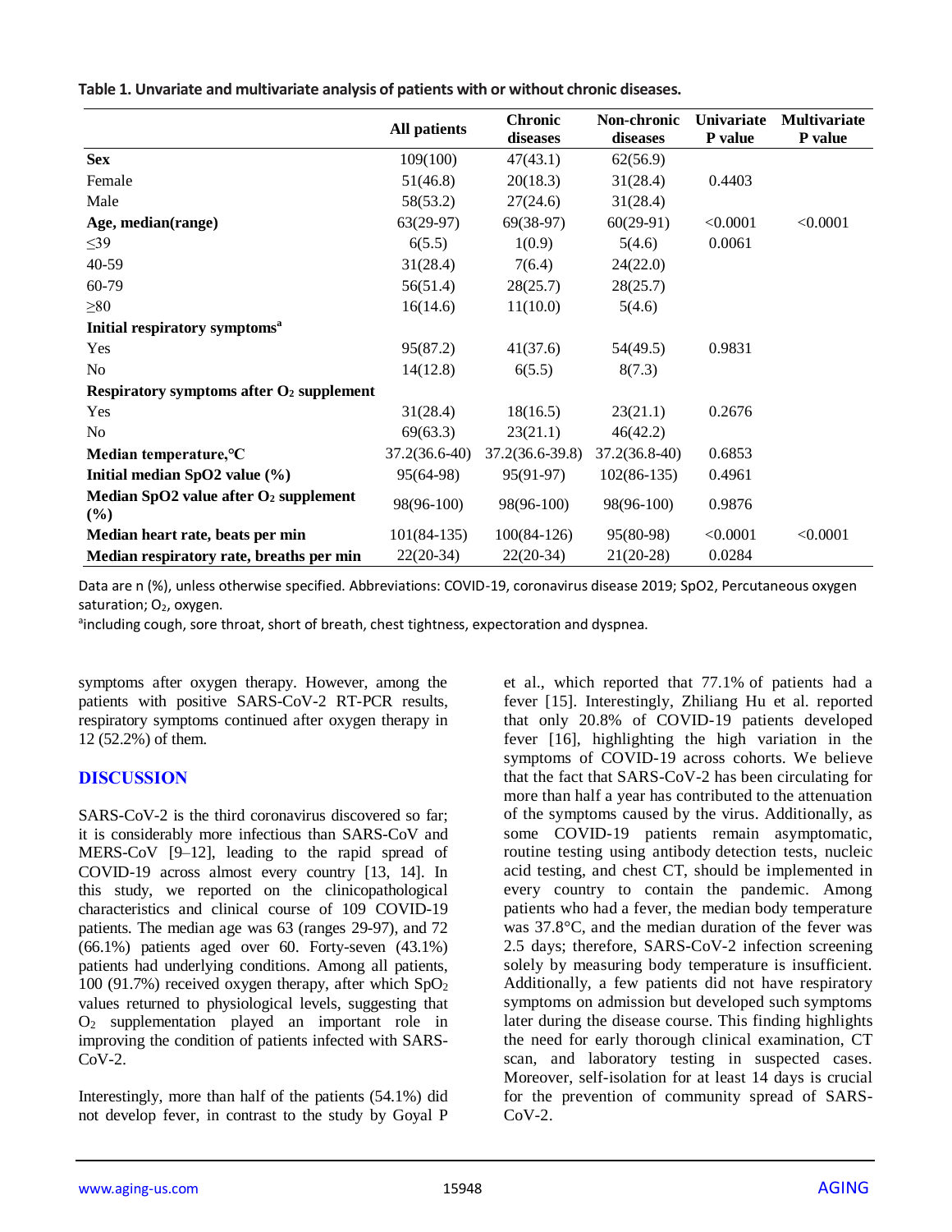**Table 1. Unvariate and multivariate analysis of patients with or without chronic diseases.**

| | All patients | Chronic diseases | Non-chronic diseases | Univariate P value | Multivariate P value |
|---|---|---|---|---|---|
| **Sex** | 109(100) | 47(43.1) | 62(56.9) | | |
| Female | 51(46.8) | 20(18.3) | 31(28.4) | 0.4403 | |
| Male | 58(53.2) | 27(24.6) | 31(28.4) | | |
| **Age, median(range)** | 63(29-97) | 69(38-97) | 60(29-91) | <0.0001 | <0.0001 |
| ≤39 | 6(5.5) | 1(0.9) | 5(4.6) | 0.0061 | |
| 40-59 | 31(28.4) | 7(6.4) | 24(22.0) | | |
| 60-79 | 56(51.4) | 28(25.7) | 28(25.7) | | |
| ≥80 | 16(14.6) | 11(10.0) | 5(4.6) | | |
| **Initial respiratory symptoms[a]** | | | | | |
| Yes | 95(87.2) | 41(37.6) | 54(49.5) | 0.9831 | |
| No | 14(12.8) | 6(5.5) | 8(7.3) | | |
| **Respiratory symptoms after $O_2$ supplement** | | | | | |
| Yes | 31(28.4) | 18(16.5) | 23(21.1) | 0.2676 | |
| No | 69(63.3) | 23(21.1) | 46(42.2) | | |
| **Median temperature,℃** | 37.2(36.6-40) | 37.2(36.6-39.8) | 37.2(36.8-40) | 0.6853 | |
| **Initial median SpO2 value (%)** | 95(64-98) | 95(91-97) | 102(86-135) | 0.4961 | |
| **Median SpO2 value after $O_2$ supplement (%)** | 98(96-100) | 98(96-100) | 98(96-100) | 0.9876 | |
| **Median heart rate, beats per min** | 101(84-135) | 100(84-126) | 95(80-98) | <0.0001 | <0.0001 |
| **Median respiratory rate, breaths per min** | 22(20-34) | 22(20-34) | 21(20-28) | 0.0284 | |

Data are n (%), unless otherwise specified. Abbreviations: COVID-19, coronavirus disease 2019; SpO2, Percutaneous oxygen saturation; $O_2$, oxygen.

[a]including cough, sore throat, short of breath, chest tightness, expectoration and dyspnea.

symptoms after oxygen therapy. However, among the patients with positive SARS-CoV-2 RT-PCR results, respiratory symptoms continued after oxygen therapy in 12 (52.2%) of them.

## DISCUSSION

SARS-CoV-2 is the third coronavirus discovered so far; it is considerably more infectious than SARS-CoV and MERS-CoV [9–12], leading to the rapid spread of COVID-19 across almost every country [13, 14]. In this study, we reported on the clinicopathological characteristics and clinical course of 109 COVID-19 patients. The median age was 63 (ranges 29-97), and 72 (66.1%) patients aged over 60. Forty-seven (43.1%) patients had underlying conditions. Among all patients, 100 (91.7%) received oxygen therapy, after which $SpO_2$ values returned to physiological levels, suggesting that $O_2$ supplementation played an important role in improving the condition of patients infected with SARS-CoV-2.

Interestingly, more than half of the patients (54.1%) did not develop fever, in contrast to the study by Goyal P et al., which reported that 77.1% of patients had a fever [15]. Interestingly, Zhiliang Hu et al. reported that only 20.8% of COVID-19 patients developed fever [16], highlighting the high variation in the symptoms of COVID-19 across cohorts. We believe that the fact that SARS-CoV-2 has been circulating for more than half a year has contributed to the attenuation of the symptoms caused by the virus. Additionally, as some COVID-19 patients remain asymptomatic, routine testing using antibody detection tests, nucleic acid testing, and chest CT, should be implemented in every country to contain the pandemic. Among patients who had a fever, the median body temperature was 37.8°C, and the median duration of the fever was 2.5 days; therefore, SARS-CoV-2 infection screening solely by measuring body temperature is insufficient. Additionally, a few patients did not have respiratory symptoms on admission but developed such symptoms later during the disease course. This finding highlights the need for early thorough clinical examination, CT scan, and laboratory testing in suspected cases. Moreover, self-isolation for at least 14 days is crucial for the prevention of community spread of SARS-CoV-2.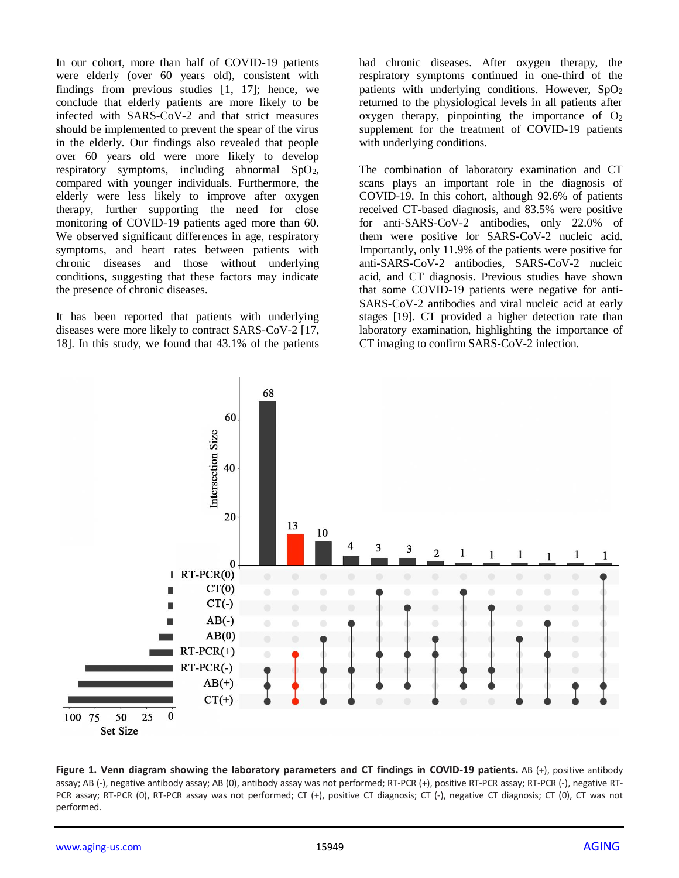In our cohort, more than half of COVID-19 patients were elderly (over 60 years old), consistent with findings from previous studies [1, 17]; hence, we conclude that elderly patients are more likely to be infected with SARS-CoV-2 and that strict measures should be implemented to prevent the spear of the virus in the elderly. Our findings also revealed that people over 60 years old were more likely to develop respiratory symptoms, including abnormal $SpO_2$, compared with younger individuals. Furthermore, the elderly were less likely to improve after oxygen therapy, further supporting the need for close monitoring of COVID-19 patients aged more than 60. We observed significant differences in age, respiratory symptoms, and heart rates between patients with chronic diseases and those without underlying conditions, suggesting that these factors may indicate the presence of chronic diseases.

It has been reported that patients with underlying diseases were more likely to contract SARS-CoV-2 [17, 18]. In this study, we found that 43.1% of the patients had chronic diseases. After oxygen therapy, the respiratory symptoms continued in one-third of the patients with underlying conditions. However, $SpO_2$ returned to the physiological levels in all patients after oxygen therapy, pinpointing the importance of $O_2$ supplement for the treatment of COVID-19 patients with underlying conditions.

The combination of laboratory examination and CT scans plays an important role in the diagnosis of COVID-19. In this cohort, although 92.6% of patients received CT-based diagnosis, and 83.5% were positive for anti-SARS-CoV-2 antibodies, only 22.0% of them were positive for SARS-CoV-2 nucleic acid. Importantly, only 11.9% of the patients were positive for anti-SARS-CoV-2 antibodies, SARS-CoV-2 nucleic acid, and CT diagnosis. Previous studies have shown that some COVID-19 patients were negative for anti-SARS-CoV-2 antibodies and viral nucleic acid at early stages [19]. CT provided a higher detection rate than laboratory examination, highlighting the importance of CT imaging to confirm SARS-CoV-2 infection.

**Figure 1. Venn diagram showing the laboratory parameters and CT findings in COVID-19 patients.** AB (+), positive antibody assay; AB (-), negative antibody assay; AB (0), antibody assay was not performed; RT-PCR (+), positive RT-PCR assay; RT-PCR (-), negative RT-PCR assay; RT-PCR (0), RT-PCR assay was not performed; CT (+), positive CT diagnosis; CT (-), negative CT diagnosis; CT (0), CT was not performed.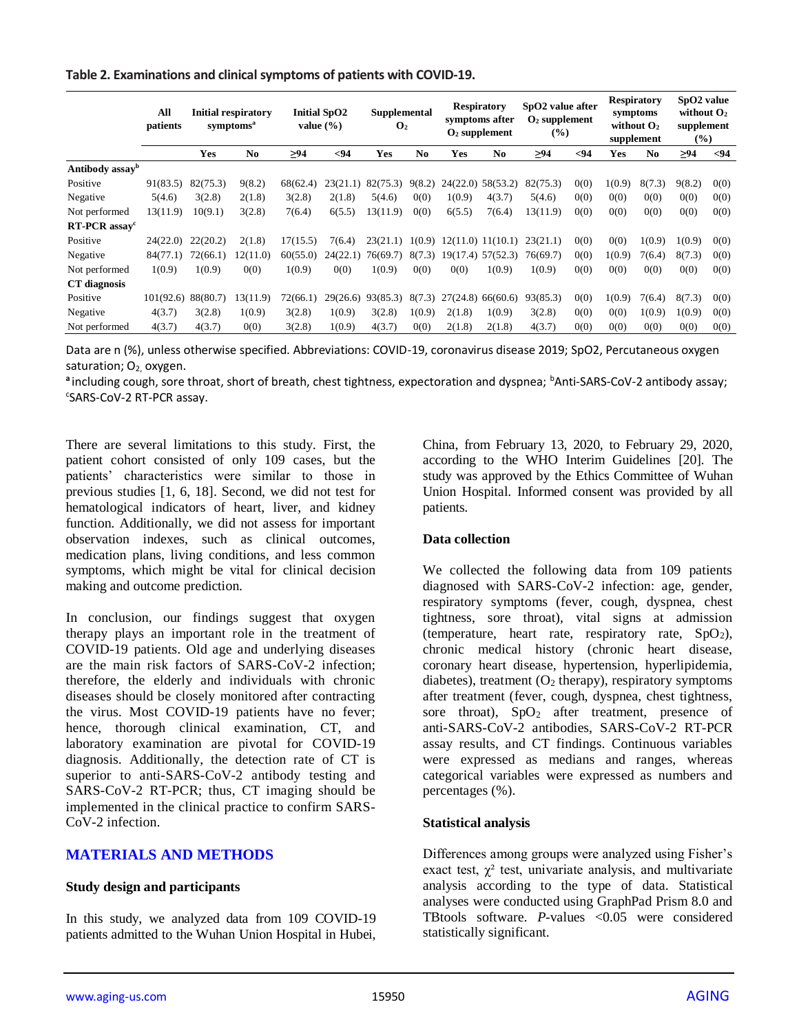**Table 2. Examinations and clinical symptoms of patients with COVID-19.**

| | All patients | Initial respiratory symptoms[a] | | Initial SpO2 value (%) | | Supplemental $O_2$ | | Respiratory symptoms after $O_2$ supplement | | SpO2 value after $O_2$ supplement (%) | | Respiratory symptoms without $O_2$ supplement | | SpO2 value without $O_2$ supplement (%) | |
|---|---|---|---|---|---|---|---|---|---|---|---|---|---|---|---|
| | | Yes | No | ≥94 | <94 | Yes | No | Yes | No | ≥94 | <94 | Yes | No | ≥94 | <94 |
| **Antibody assay[b]** | | | | | | | | | | | | | | | |
| Positive | 91(83.5) | 82(75.3) | 9(8.2) | 68(62.4) | 23(21.1) | 82(75.3) | 9(8.2) | 24(22.0) | 58(53.2) | 82(75.3) | 0(0) | 1(0.9) | 8(7.3) | 9(8.2) | 0(0) |
| Negative | 5(4.6) | 3(2.8) | 2(1.8) | 3(2.8) | 2(1.8) | 5(4.6) | 0(0) | 1(0.9) | 4(3.7) | 5(4.6) | 0(0) | 0(0) | 0(0) | 0(0) | 0(0) |
| Not performed | 13(11.9) | 10(9.1) | 3(2.8) | 7(6.4) | 6(5.5) | 13(11.9) | 0(0) | 6(5.5) | 7(6.4) | 13(11.9) | 0(0) | 0(0) | 0(0) | 0(0) | 0(0) |
| **RT-PCR assay[c]** | | | | | | | | | | | | | | | |
| Positive | 24(22.0) | 22(20.2) | 2(1.8) | 17(15.5) | 7(6.4) | 23(21.1) | 1(0.9) | 12(11.0) | 11(10.1) | 23(21.1) | 0(0) | 0(0) | 1(0.9) | 1(0.9) | 0(0) |
| Negative | 84(77.1) | 72(66.1) | 12(11.0) | 60(55.0) | 24(22.1) | 76(69.7) | 8(7.3) | 19(17.4) | 57(52.3) | 76(69.7) | 0(0) | 1(0.9) | 7(6.4) | 8(7.3) | 0(0) |
| Not performed | 1(0.9) | 1(0.9) | 0(0) | 1(0.9) | 0(0) | 1(0.9) | 0(0) | 0(0) | 1(0.9) | 1(0.9) | 0(0) | 0(0) | 0(0) | 0(0) | 0(0) |
| **CT diagnosis** | | | | | | | | | | | | | | | |
| Positive | 101(92.6) | 88(80.7) | 13(11.9) | 72(66.1) | 29(26.6) | 93(85.3) | 8(7.3) | 27(24.8) | 66(60.6) | 93(85.3) | 0(0) | 1(0.9) | 7(6.4) | 8(7.3) | 0(0) |
| Negative | 4(3.7) | 3(2.8) | 1(0.9) | 3(2.8) | 1(0.9) | 3(2.8) | 1(0.9) | 2(1.8) | 1(0.9) | 3(2.8) | 0(0) | 0(0) | 1(0.9) | 1(0.9) | 0(0) |
| Not performed | 4(3.7) | 4(3.7) | 0(0) | 3(2.8) | 1(0.9) | 4(3.7) | 0(0) | 2(1.8) | 2(1.8) | 4(3.7) | 0(0) | 0(0) | 0(0) | 0(0) | 0(0) |

Data are n (%), unless otherwise specified. Abbreviations: COVID-19, coronavirus disease 2019; SpO2, Percutaneous oxygen saturation; $O_2$, oxygen.

[a] including cough, sore throat, short of breath, chest tightness, expectoration and dyspnea; [b] Anti-SARS-CoV-2 antibody assay; [c] SARS-CoV-2 RT-PCR assay.

There are several limitations to this study. First, the patient cohort consisted of only 109 cases, but the patients' characteristics were similar to those in previous studies [1, 6, 18]. Second, we did not test for hematological indicators of heart, liver, and kidney function. Additionally, we did not assess for important observation indexes, such as clinical outcomes, medication plans, living conditions, and less common symptoms, which might be vital for clinical decision making and outcome prediction.

In conclusion, our findings suggest that oxygen therapy plays an important role in the treatment of COVID-19 patients. Old age and underlying diseases are the main risk factors of SARS-CoV-2 infection; therefore, the elderly and individuals with chronic diseases should be closely monitored after contracting the virus. Most COVID-19 patients have no fever; hence, thorough clinical examination, CT, and laboratory examination are pivotal for COVID-19 diagnosis. Additionally, the detection rate of CT is superior to anti-SARS-CoV-2 antibody testing and SARS-CoV-2 RT-PCR; thus, CT imaging should be implemented in the clinical practice to confirm SARS-CoV-2 infection.

## MATERIALS AND METHODS

### Study design and participants

In this study, we analyzed data from 109 COVID-19 patients admitted to the Wuhan Union Hospital in Hubei, China, from February 13, 2020, to February 29, 2020, according to the WHO Interim Guidelines [20]. The study was approved by the Ethics Committee of Wuhan Union Hospital. Informed consent was provided by all patients.

### Data collection

We collected the following data from 109 patients diagnosed with SARS-CoV-2 infection: age, gender, respiratory symptoms (fever, cough, dyspnea, chest tightness, sore throat), vital signs at admission (temperature, heart rate, respiratory rate, $SpO_2$), chronic medical history (chronic heart disease, coronary heart disease, hypertension, hyperlipidemia, diabetes), treatment ($O_2$ therapy), respiratory symptoms after treatment (fever, cough, dyspnea, chest tightness, sore throat), $SpO_2$ after treatment, presence of anti-SARS-CoV-2 antibodies, SARS-CoV-2 RT-PCR assay results, and CT findings. Continuous variables were expressed as medians and ranges, whereas categorical variables were expressed as numbers and percentages (%).

### Statistical analysis

Differences among groups were analyzed using Fisher's exact test, $\chi^2$ test, univariate analysis, and multivariate analysis according to the type of data. Statistical analyses were conducted using GraphPad Prism 8.0 and TBtools software. *P*-values <0.05 were considered statistically significant.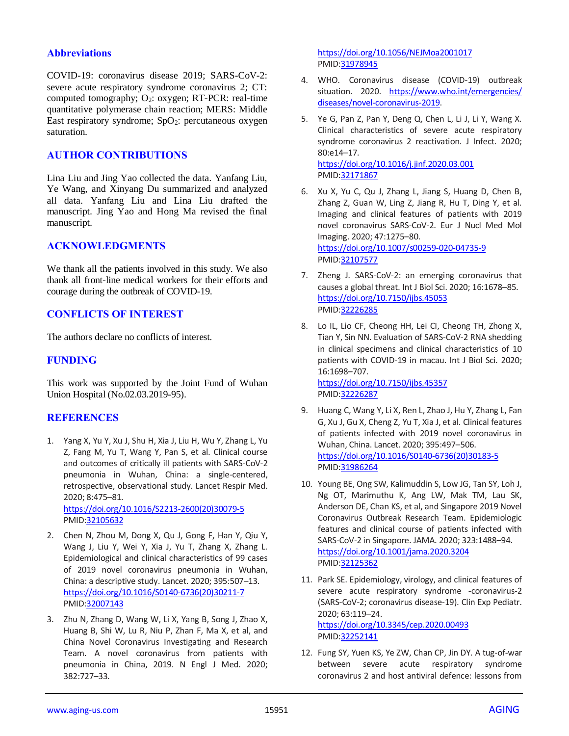## Abbreviations

COVID-19: coronavirus disease 2019; SARS-CoV-2: severe acute respiratory syndrome coronavirus 2; CT: computed tomography; $O_2$: oxygen; RT-PCR: real-time quantitative polymerase chain reaction; MERS: Middle East respiratory syndrome; $SpO_2$: percutaneous oxygen saturation.

## AUTHOR CONTRIBUTIONS

Lina Liu and Jing Yao collected the data. Yanfang Liu, Ye Wang, and Xinyang Du summarized and analyzed all data. Yanfang Liu and Lina Liu drafted the manuscript. Jing Yao and Hong Ma revised the final manuscript.

## ACKNOWLEDGMENTS

We thank all the patients involved in this study. We also thank all front-line medical workers for their efforts and courage during the outbreak of COVID-19.

## CONFLICTS OF INTEREST

The authors declare no conflicts of interest.

## FUNDING

This work was supported by the Joint Fund of Wuhan Union Hospital (No.02.03.2019-95).

## REFERENCES

1. Yang X, Yu Y, Xu J, Shu H, Xia J, Liu H, Wu Y, Zhang L, Yu Z, Fang M, Yu T, Wang Y, Pan S, et al. Clinical course and outcomes of critically ill patients with SARS-CoV-2 pneumonia in Wuhan, China: a single-centered, retrospective, observational study. Lancet Respir Med. 2020; 8:475–81.
https://doi.org/10.1016/S2213-2600(20)30079-5
PMID:32105632

2. Chen N, Zhou M, Dong X, Qu J, Gong F, Han Y, Qiu Y, Wang J, Liu Y, Wei Y, Xia J, Yu T, Zhang X, Zhang L. Epidemiological and clinical characteristics of 99 cases of 2019 novel coronavirus pneumonia in Wuhan, China: a descriptive study. Lancet. 2020; 395:507–13.
https://doi.org/10.1016/S0140-6736(20)30211-7
PMID:32007143

3. Zhu N, Zhang D, Wang W, Li X, Yang B, Song J, Zhao X, Huang B, Shi W, Lu R, Niu P, Zhan F, Ma X, et al, and China Novel Coronavirus Investigating and Research Team. A novel coronavirus from patients with pneumonia in China, 2019. N Engl J Med. 2020; 382:727–33.
https://doi.org/10.1056/NEJMoa2001017
PMID:31978945

4. WHO. Coronavirus disease (COVID-19) outbreak situation. 2020. https://www.who.int/emergencies/diseases/novel-coronavirus-2019.

5. Ye G, Pan Z, Pan Y, Deng Q, Chen L, Li J, Li Y, Wang X. Clinical characteristics of severe acute respiratory syndrome coronavirus 2 reactivation. J Infect. 2020; 80:e14–17.
https://doi.org/10.1016/j.jinf.2020.03.001
PMID:32171867

6. Xu X, Yu C, Qu J, Zhang L, Jiang S, Huang D, Chen B, Zhang Z, Guan W, Ling Z, Jiang R, Hu T, Ding Y, et al. Imaging and clinical features of patients with 2019 novel coronavirus SARS-CoV-2. Eur J Nucl Med Mol Imaging. 2020; 47:1275–80.
https://doi.org/10.1007/s00259-020-04735-9
PMID:32107577

7. Zheng J. SARS-CoV-2: an emerging coronavirus that causes a global threat. Int J Biol Sci. 2020; 16:1678–85.
https://doi.org/10.7150/ijbs.45053
PMID:32226285

8. Lo IL, Lio CF, Cheong HH, Lei CI, Cheong TH, Zhong X, Tian Y, Sin NN. Evaluation of SARS-CoV-2 RNA shedding in clinical specimens and clinical characteristics of 10 patients with COVID-19 in macau. Int J Biol Sci. 2020; 16:1698–707.
https://doi.org/10.7150/ijbs.45357
PMID:32226287

9. Huang C, Wang Y, Li X, Ren L, Zhao J, Hu Y, Zhang L, Fan G, Xu J, Gu X, Cheng Z, Yu T, Xia J, et al. Clinical features of patients infected with 2019 novel coronavirus in Wuhan, China. Lancet. 2020; 395:497–506.
https://doi.org/10.1016/S0140-6736(20)30183-5
PMID:31986264

10. Young BE, Ong SW, Kalimuddin S, Low JG, Tan SY, Loh J, Ng OT, Marimuthu K, Ang LW, Mak TM, Lau SK, Anderson DE, Chan KS, et al, and Singapore 2019 Novel Coronavirus Outbreak Research Team. Epidemiologic features and clinical course of patients infected with SARS-CoV-2 in Singapore. JAMA. 2020; 323:1488–94.
https://doi.org/10.1001/jama.2020.3204
PMID:32125362

11. Park SE. Epidemiology, virology, and clinical features of severe acute respiratory syndrome -coronavirus-2 (SARS-CoV-2; coronavirus disease-19). Clin Exp Pediatr. 2020; 63:119–24.
https://doi.org/10.3345/cep.2020.00493
PMID:32252141

12. Fung SY, Yuen KS, Ye ZW, Chan CP, Jin DY. A tug-of-war between severe acute respiratory syndrome coronavirus 2 and host antiviral defence: lessons from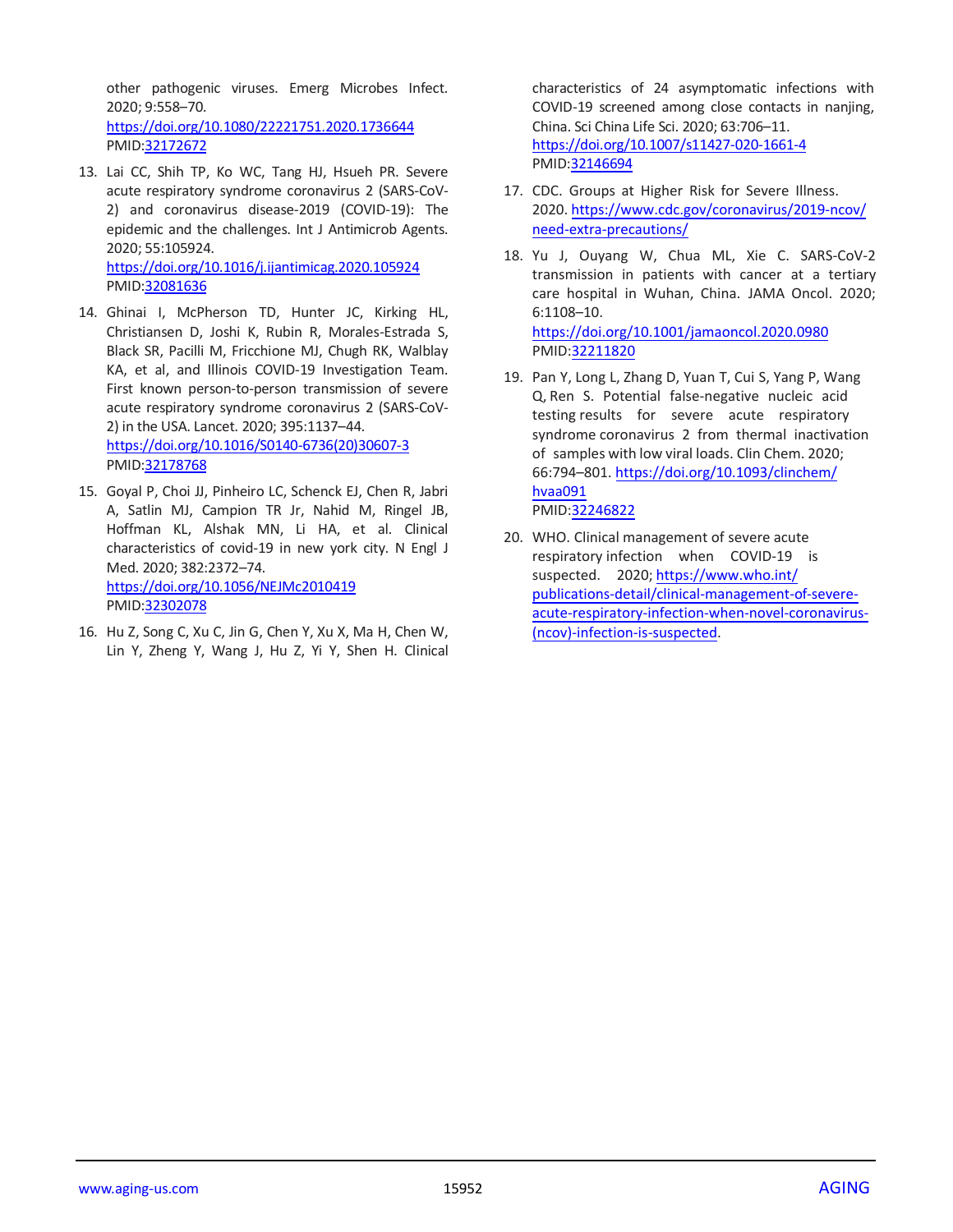other pathogenic viruses. Emerg Microbes Infect. 2020; 9:558–70.
https://doi.org/10.1080/22221751.2020.1736644
PMID:32172672

13. Lai CC, Shih TP, Ko WC, Tang HJ, Hsueh PR. Severe acute respiratory syndrome coronavirus 2 (SARS-CoV-2) and coronavirus disease-2019 (COVID-19): The epidemic and the challenges. Int J Antimicrob Agents. 2020; 55:105924.
https://doi.org/10.1016/j.ijantimicag.2020.105924
PMID:32081636

14. Ghinai I, McPherson TD, Hunter JC, Kirking HL, Christiansen D, Joshi K, Rubin R, Morales-Estrada S, Black SR, Pacilli M, Fricchione MJ, Chugh RK, Walblay KA, et al, and Illinois COVID-19 Investigation Team. First known person-to-person transmission of severe acute respiratory syndrome coronavirus 2 (SARS-CoV-2) in the USA. Lancet. 2020; 395:1137–44.
https://doi.org/10.1016/S0140-6736(20)30607-3
PMID:32178768

15. Goyal P, Choi JJ, Pinheiro LC, Schenck EJ, Chen R, Jabri A, Satlin MJ, Campion TR Jr, Nahid M, Ringel JB, Hoffman KL, Alshak MN, Li HA, et al. Clinical characteristics of covid-19 in new york city. N Engl J Med. 2020; 382:2372–74.
https://doi.org/10.1056/NEJMc2010419
PMID:32302078

16. Hu Z, Song C, Xu C, Jin G, Chen Y, Xu X, Ma H, Chen W, Lin Y, Zheng Y, Wang J, Hu Z, Yi Y, Shen H. Clinical characteristics of 24 asymptomatic infections with COVID-19 screened among close contacts in nanjing, China. Sci China Life Sci. 2020; 63:706–11.
https://doi.org/10.1007/s11427-020-1661-4
PMID:32146694

17. CDC. Groups at Higher Risk for Severe Illness. 2020. https://www.cdc.gov/coronavirus/2019-ncov/need-extra-precautions/

18. Yu J, Ouyang W, Chua ML, Xie C. SARS-CoV-2 transmission in patients with cancer at a tertiary care hospital in Wuhan, China. JAMA Oncol. 2020; 6:1108–10.
https://doi.org/10.1001/jamaoncol.2020.0980
PMID:32211820

19. Pan Y, Long L, Zhang D, Yuan T, Cui S, Yang P, Wang Q, Ren S. Potential false-negative nucleic acid testing results for severe acute respiratory syndrome coronavirus 2 from thermal inactivation of samples with low viral loads. Clin Chem. 2020; 66:794–801. https://doi.org/10.1093/clinchem/hvaa091
PMID:32246822

20. WHO. Clinical management of severe acute respiratory infection when COVID-19 is suspected. 2020; https://www.who.int/publications-detail/clinical-management-of-severe-acute-respiratory-infection-when-novel-coronavirus-(ncov)-infection-is-suspected.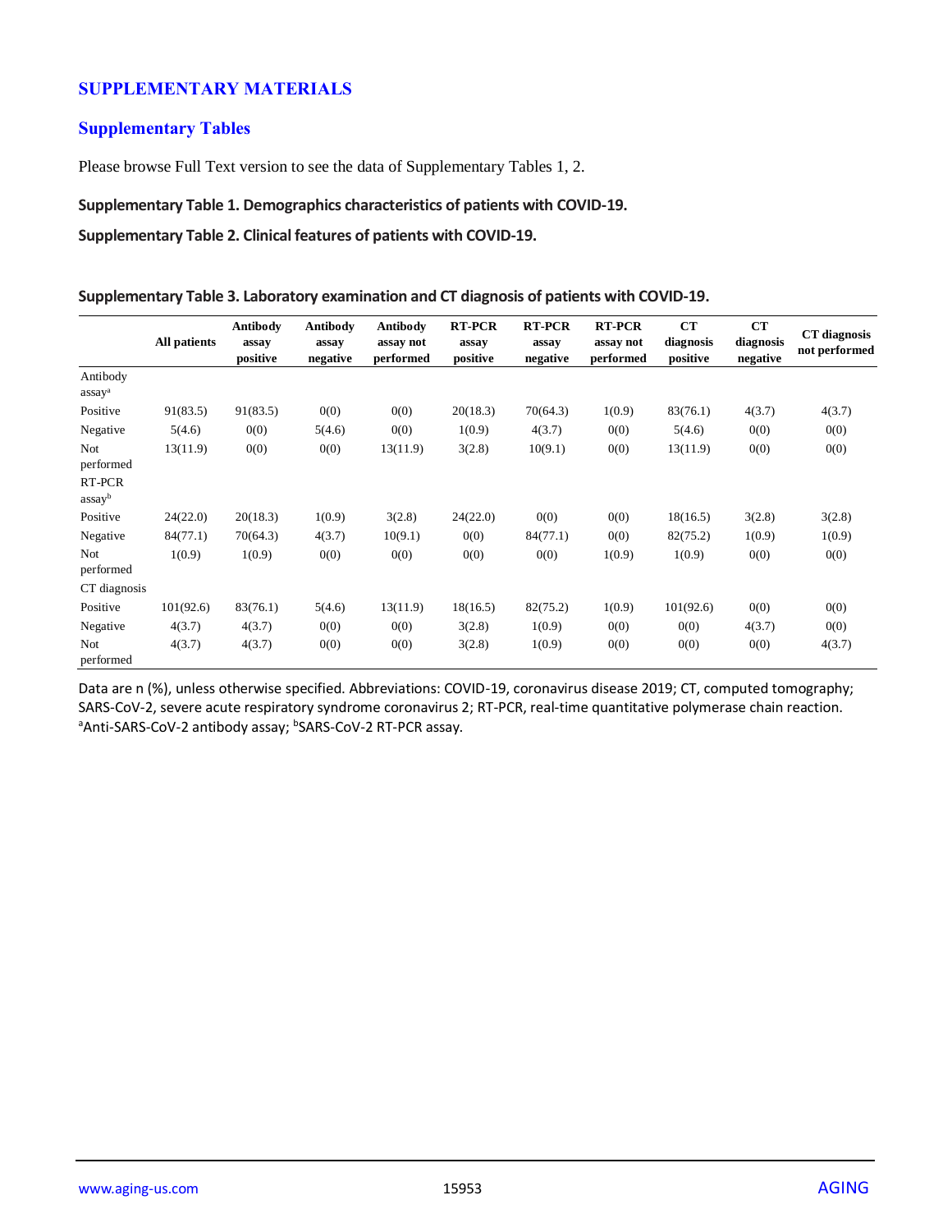## SUPPLEMENTARY MATERIALS

### Supplementary Tables

Please browse Full Text version to see the data of Supplementary Tables 1, 2.

**Supplementary Table 1. Demographics characteristics of patients with COVID-19.**

**Supplementary Table 2. Clinical features of patients with COVID-19.**

**Supplementary Table 3. Laboratory examination and CT diagnosis of patients with COVID-19.**

| | All patients | Antibody assay positive | Antibody assay negative | Antibody assay not performed | RT-PCR assay positive | RT-PCR assay negative | RT-PCR assay not performed | CT diagnosis positive | CT diagnosis negative | CT diagnosis not performed |
|---|---|---|---|---|---|---|---|---|---|---|
| Antibody assay[a] | | | | | | | | | | |
| Positive | 91(83.5) | 91(83.5) | 0(0) | 0(0) | 20(18.3) | 70(64.3) | 1(0.9) | 83(76.1) | 4(3.7) | 4(3.7) |
| Negative | 5(4.6) | 0(0) | 5(4.6) | 0(0) | 1(0.9) | 4(3.7) | 0(0) | 5(4.6) | 0(0) | 0(0) |
| Not performed | 13(11.9) | 0(0) | 0(0) | 13(11.9) | 3(2.8) | 10(9.1) | 0(0) | 13(11.9) | 0(0) | 0(0) |
| RT-PCR assay[b] | | | | | | | | | | |
| Positive | 24(22.0) | 20(18.3) | 1(0.9) | 3(2.8) | 24(22.0) | 0(0) | 0(0) | 18(16.5) | 3(2.8) | 3(2.8) |
| Negative | 84(77.1) | 70(64.3) | 4(3.7) | 10(9.1) | 0(0) | 84(77.1) | 0(0) | 82(75.2) | 1(0.9) | 1(0.9) |
| Not performed | 1(0.9) | 1(0.9) | 0(0) | 0(0) | 0(0) | 0(0) | 1(0.9) | 1(0.9) | 0(0) | 0(0) |
| CT diagnosis | | | | | | | | | | |
| Positive | 101(92.6) | 83(76.1) | 5(4.6) | 13(11.9) | 18(16.5) | 82(75.2) | 1(0.9) | 101(92.6) | 0(0) | 0(0) |
| Negative | 4(3.7) | 4(3.7) | 0(0) | 0(0) | 3(2.8) | 1(0.9) | 0(0) | 0(0) | 4(3.7) | 0(0) |
| Not performed | 4(3.7) | 4(3.7) | 0(0) | 0(0) | 3(2.8) | 1(0.9) | 0(0) | 0(0) | 0(0) | 4(3.7) |

Data are n (%), unless otherwise specified. Abbreviations: COVID-19, coronavirus disease 2019; CT, computed tomography; SARS-CoV-2, severe acute respiratory syndrome coronavirus 2; RT-PCR, real-time quantitative polymerase chain reaction. [a]Anti-SARS-CoV-2 antibody assay; [b]SARS-CoV-2 RT-PCR assay.